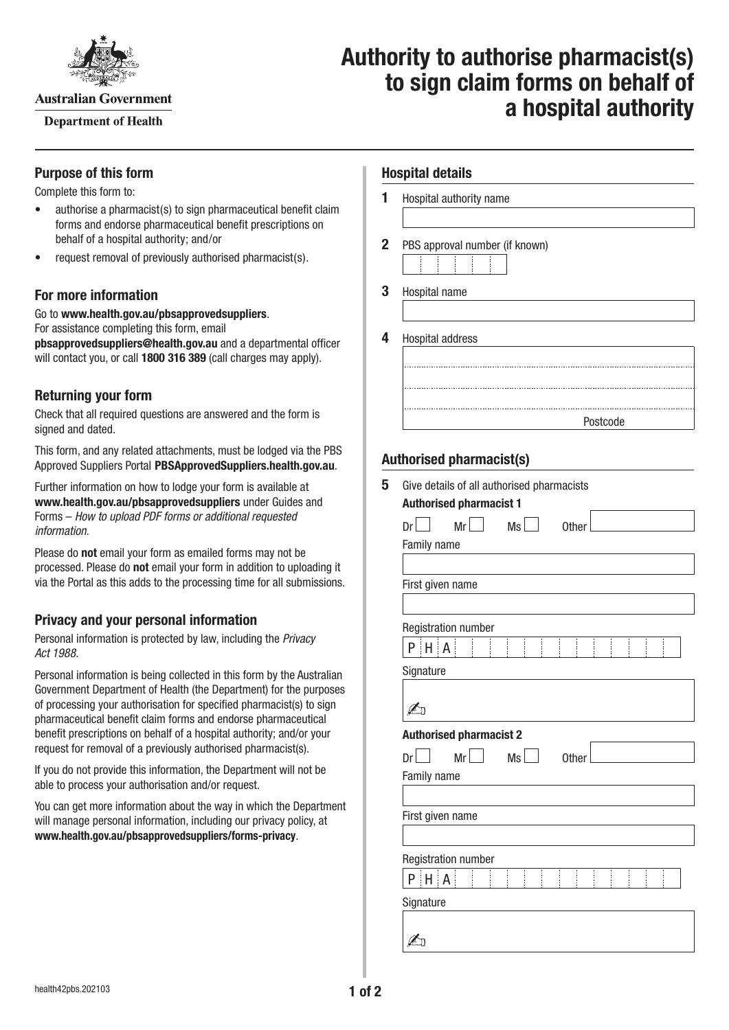Australian Government

Department of Health

# Authority to authorise pharmacist(s) to sign claim forms on behalf of a hospital authority

## Purpose of this form

Complete this form to:

- authorise a pharmacist(s) to sign pharmaceutical benefit claim forms and endorse pharmaceutical benefit prescriptions on behalf of a hospital authority; and/or
- request removal of previously authorised pharmacist(s).

## For more information

Go to **www.health.gov.au/pbsapprovedsuppliers**.
For assistance completing this form, email **pbsapprovedsuppliers@health.gov.au** and a departmental officer will contact you, or call **1800 316 389** (call charges may apply).

## Returning your form

Check that all required questions are answered and the form is signed and dated.

This form, and any related attachments, must be lodged via the PBS Approved Suppliers Portal **PBSApprovedSuppliers.health.gov.au**.

Further information on how to lodge your form is available at **www.health.gov.au/pbsapprovedsuppliers** under Guides and Forms – *How to upload PDF forms or additional requested information*.

Please do **not** email your form as emailed forms may not be processed. Please do **not** email your form in addition to uploading it via the Portal as this adds to the processing time for all submissions.

## Privacy and your personal information

Personal information is protected by law, including the *Privacy Act 1988*.

Personal information is being collected in this form by the Australian Government Department of Health (the Department) for the purposes of processing your authorisation for specified pharmacist(s) to sign pharmaceutical benefit claim forms and endorse pharmaceutical benefit prescriptions on behalf of a hospital authority; and/or your request for removal of a previously authorised pharmacist(s).

If you do not provide this information, the Department will not be able to process your authorisation and/or request.

You can get more information about the way in which the Department will manage personal information, including our privacy policy, at **www.health.gov.au/pbsapprovedsuppliers/forms-privacy**.

## Hospital details

**1** Hospital authority name

**2** PBS approval number (if known)

**3** Hospital name

**4** Hospital address

Postcode

## Authorised pharmacist(s)

**5** Give details of all authorised pharmacists

**Authorised pharmacist 1**

Dr ☐ Mr ☐ Ms ☐ Other

Family name

First given name

Registration number

PHA

Signature

**Authorised pharmacist 2**

Dr ☐ Mr ☐ Ms ☐ Other

Family name

First given name

Registration number

PHA

Signature

health42pbs.202103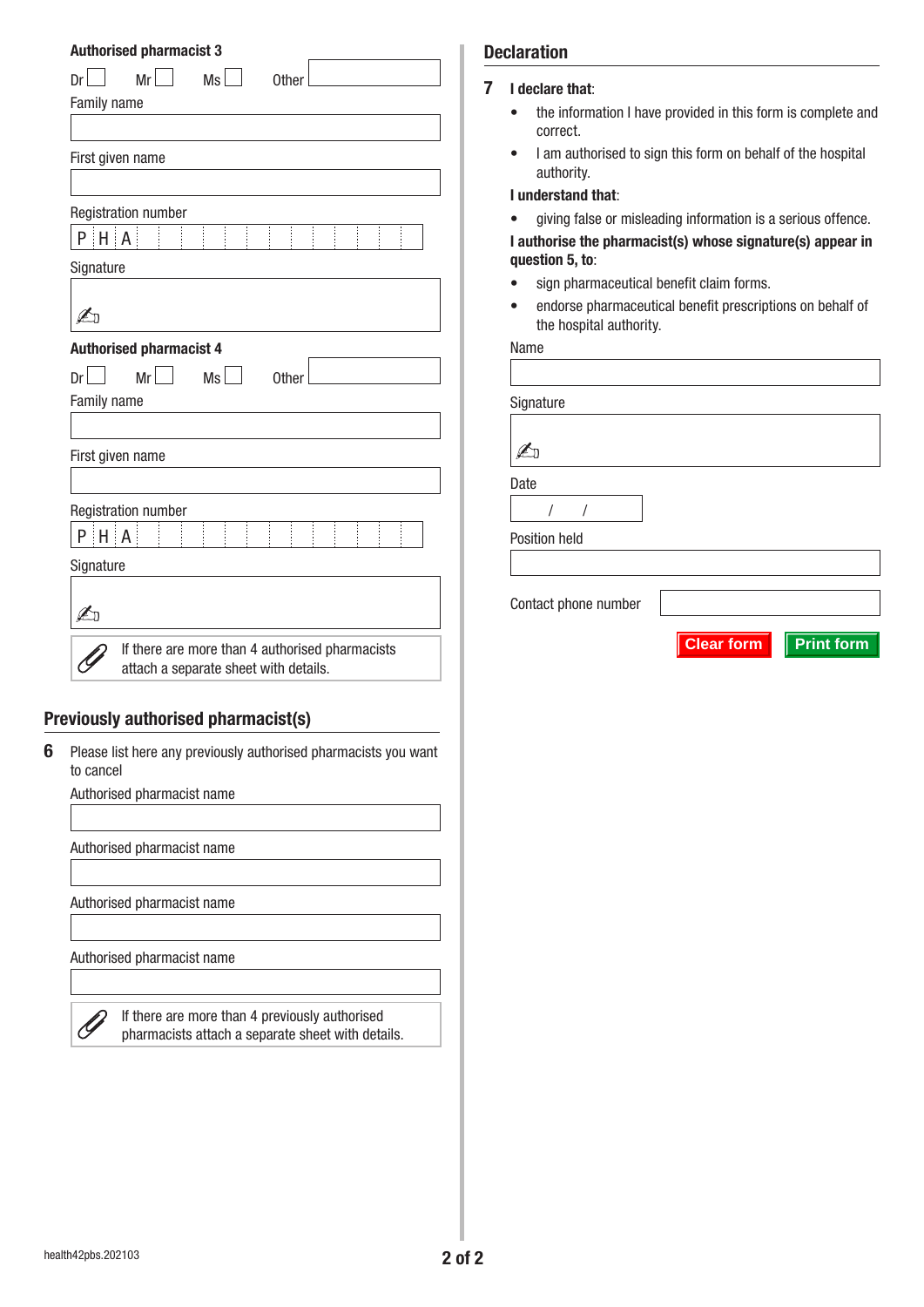**Authorised pharmacist 3**

Dr ☐ Mr ☐ Ms ☐ Other

Family name

First given name

Registration number

P H A

Signature

**Authorised pharmacist 4**

Dr ☐ Mr ☐ Ms ☐ Other

Family name

First given name

Registration number

P H A

Signature

If there are more than 4 authorised pharmacists attach a separate sheet with details.

## Previously authorised pharmacist(s)

**6** Please list here any previously authorised pharmacists you want to cancel

Authorised pharmacist name

Authorised pharmacist name

Authorised pharmacist name

Authorised pharmacist name

If there are more than 4 previously authorised pharmacists attach a separate sheet with details.

## Declaration

**7** **I declare that**:

- the information I have provided in this form is complete and correct.
- I am authorised to sign this form on behalf of the hospital authority.

**I understand that**:

- giving false or misleading information is a serious offence.

**I authorise the pharmacist(s) whose signature(s) appear in question 5, to**:

- sign pharmaceutical benefit claim forms.
- endorse pharmaceutical benefit prescriptions on behalf of the hospital authority.

Name

Signature

Date

/ /

Position held

Contact phone number

Clear form Print form

health42pbs.202103